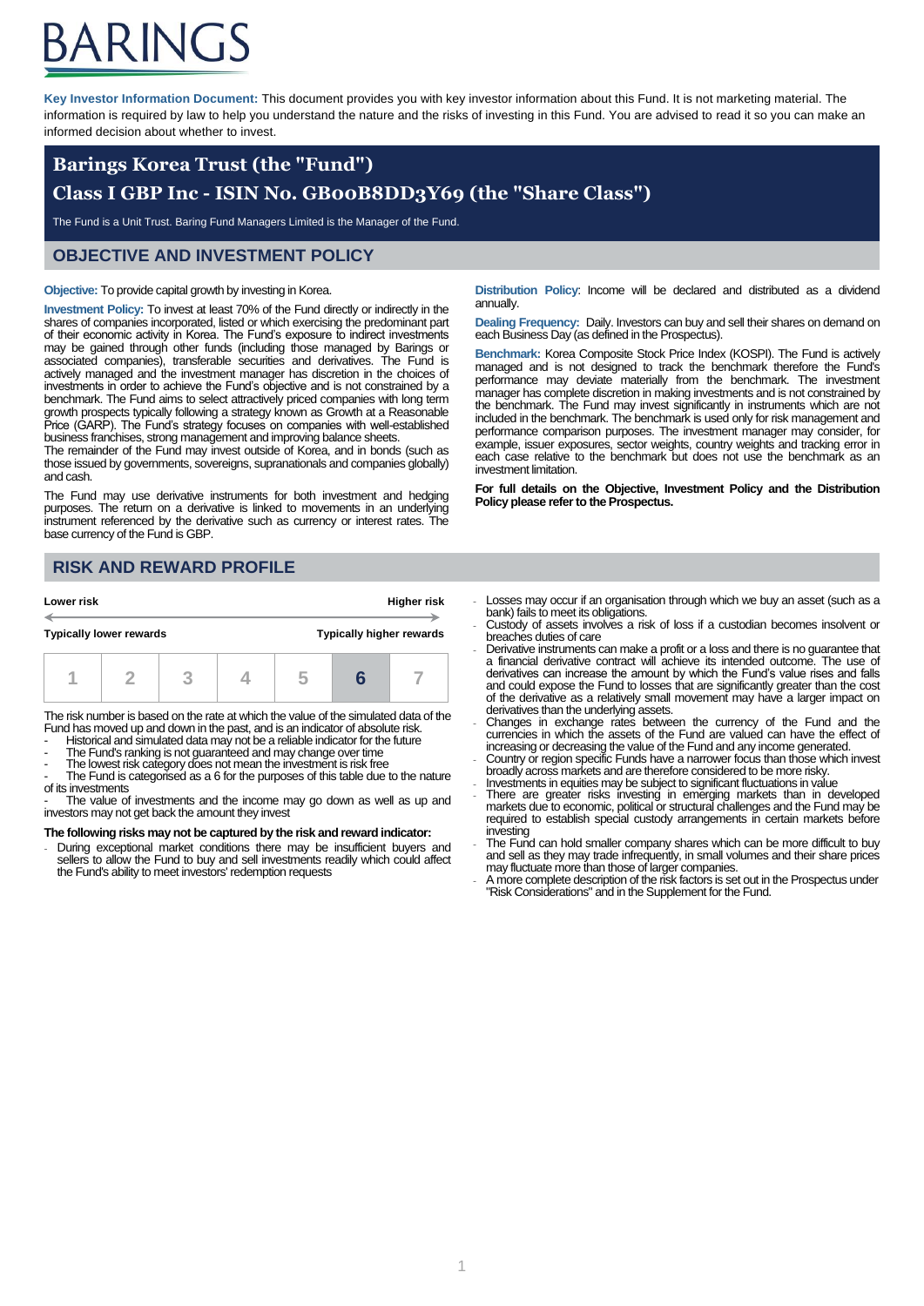# BARINGS

**Key Investor Information Document:** This document provides you with key investor information about this Fund. It is not marketing material. The information is required by law to help you understand the nature and the risks of investing in this Fund. You are advised to read it so you can make an informed decision about whether to invest.

## Barings Korea Trust (the "Fund")
## Class I GBP Inc - ISIN No. GB00B8DD3Y69 (the "Share Class")

The Fund is a Unit Trust. Baring Fund Managers Limited is the Manager of the Fund.

## OBJECTIVE AND INVESTMENT POLICY

**Objective:** To provide capital growth by investing in Korea.

**Investment Policy:** To invest at least 70% of the Fund directly or indirectly in the shares of companies incorporated, listed or which exercising the predominant part of their economic activity in Korea. The Fund's exposure to indirect investments may be gained through other funds (including those managed by Barings or associated companies), transferable securities and derivatives. The Fund is actively managed and the investment manager has discretion in the choices of investments in order to achieve the Fund's objective and is not constrained by a benchmark. The Fund aims to select attractively priced companies with long term growth prospects typically following a strategy known as Growth at a Reasonable Price (GARP). The Fund's strategy focuses on companies with well-established business franchises, strong management and improving balance sheets.

The remainder of the Fund may invest outside of Korea, and in bonds (such as those issued by governments, sovereigns, supranationals and companies globally) and cash.

The Fund may use derivative instruments for both investment and hedging purposes. The return on a derivative is linked to movements in an underlying instrument referenced by the derivative such as currency or interest rates. The base currency of the Fund is GBP.

**Distribution Policy**: Income will be declared and distributed as a dividend annually.

**Dealing Frequency:** Daily. Investors can buy and sell their shares on demand on each Business Day (as defined in the Prospectus).

**Benchmark:** Korea Composite Stock Price Index (KOSPI). The Fund is actively managed and is not designed to track the benchmark therefore the Fund's performance may deviate materially from the benchmark. The investment manager has complete discretion in making investments and is not constrained by the benchmark. The Fund may invest significantly in instruments which are not included in the benchmark. The benchmark is used only for risk management and performance comparison purposes. The investment manager may consider, for example, issuer exposures, sector weights, country weights and tracking error in each case relative to the benchmark but does not use the benchmark as an investment limitation.

**For full details on the Objective, Investment Policy and the Distribution Policy please refer to the Prospectus.**

## RISK AND REWARD PROFILE

| **Lower risk** | | | | | | **Higher risk** |
|---|---|---|---|---|---|---|
| **Typically lower rewards** | | | | | | **Typically higher rewards** |
| 1 | 2 | 3 | 4 | 5 | **6** | 7 |

The risk number is based on the rate at which the value of the simulated data of the Fund has moved up and down in the past, and is an indicator of absolute risk.

- Historical and simulated data may not be a reliable indicator for the future
- The Fund's ranking is not guaranteed and may change over time
- The lowest risk category does not mean the investment is risk free
- The Fund is categorised as a 6 for the purposes of this table due to the nature of its investments
- The value of investments and the income may go down as well as up and investors may not get back the amount they invest

**The following risks may not be captured by the risk and reward indicator:**

- During exceptional market conditions there may be insufficient buyers and sellers to allow the Fund to buy and sell investments readily which could affect the Fund's ability to meet investors' redemption requests
- Losses may occur if an organisation through which we buy an asset (such as a bank) fails to meet its obligations.
- Custody of assets involves a risk of loss if a custodian becomes insolvent or breaches duties of care
- Derivative instruments can make a profit or a loss and there is no guarantee that a financial derivative contract will achieve its intended outcome. The use of derivatives can increase the amount by which the Fund's value rises and falls and could expose the Fund to losses that are significantly greater than the cost of the derivative as a relatively small movement may have a larger impact on derivatives than the underlying assets.
- Changes in exchange rates between the currency of the Fund and the currencies in which the assets of the Fund are valued can have the effect of increasing or decreasing the value of the Fund and any income generated.
- Country or region specific Funds have a narrower focus than those which invest broadly across markets and are therefore considered to be more risky.
- Investments in equities may be subject to significant fluctuations in value
- There are greater risks investing in emerging markets than in developed markets due to economic, political or structural challenges and the Fund may be required to establish special custody arrangements in certain markets before investing
- The Fund can hold smaller company shares which can be more difficult to buy and sell as they may trade infrequently, in small volumes and their share prices may fluctuate more than those of larger companies.
- A more complete description of the risk factors is set out in the Prospectus under "Risk Considerations" and in the Supplement for the Fund.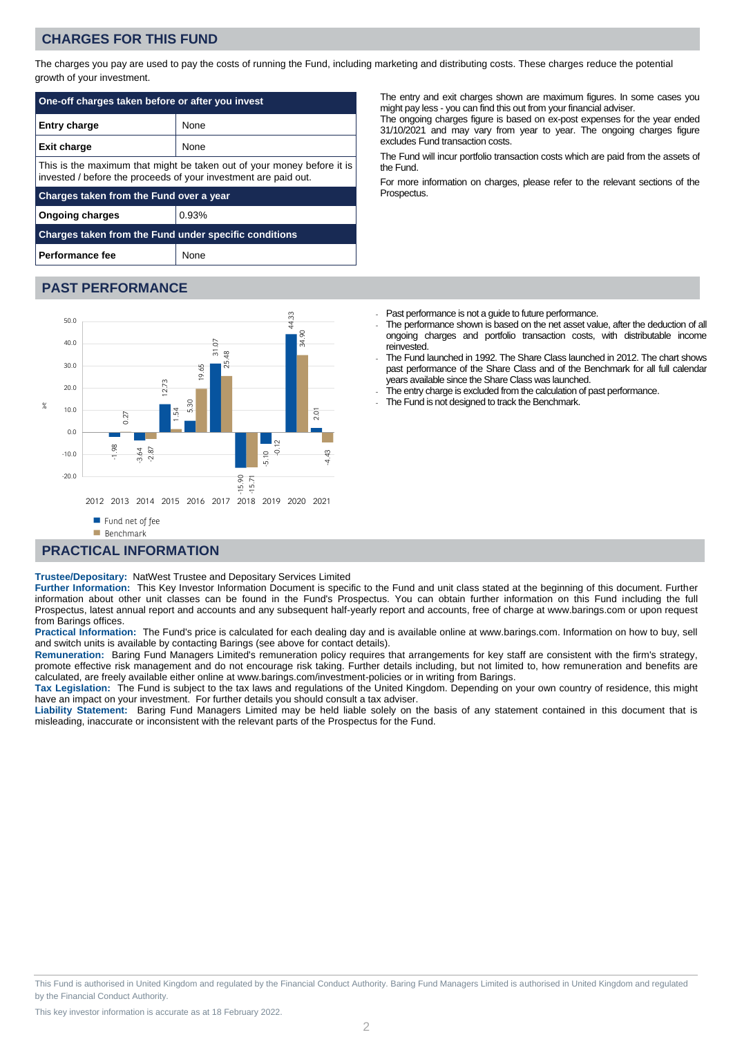## CHARGES FOR THIS FUND

The charges you pay are used to pay the costs of running the Fund, including marketing and distributing costs. These charges reduce the potential growth of your investment.

| One-off charges taken before or after you invest | |
|---|---|
| **Entry charge** | None |
| **Exit charge** | None |
| This is the maximum that might be taken out of your money before it is invested / before the proceeds of your investment are paid out. | |
| **Charges taken from the Fund over a year** | |
| **Ongoing charges** | 0.93% |
| **Charges taken from the Fund under specific conditions** | |
| **Performance fee** | None |

The entry and exit charges shown are maximum figures. In some cases you might pay less - you can find this out from your financial adviser.
The ongoing charges figure is based on ex-post expenses for the year ended 31/10/2021 and may vary from year to year. The ongoing charges figure excludes Fund transaction costs.

The Fund will incur portfolio transaction costs which are paid from the assets of the Fund.

For more information on charges, please refer to the relevant sections of the Prospectus.

## PAST PERFORMANCE

%

50.0
40.0
30.0
20.0
10.0
0.0
-10.0
-20.0

2012 2013 2014 2015 2016 2017 2018 2019 2020 2021

-1.98 0.27 -3.64 -2.87 12.73 1.54 5.30 19.65 31.07 25.48 -15.90 -15.71 -5.10 -0.12 44.33 34.90 2.01 -4.43

Fund net of fee
Benchmark

- Past performance is not a guide to future performance.
- The performance shown is based on the net asset value, after the deduction of all ongoing charges and portfolio transaction costs, with distributable income reinvested.
- The Fund launched in 1992. The Share Class launched in 2012. The chart shows past performance of the Share Class and of the Benchmark for all full calendar years available since the Share Class was launched.
- The entry charge is excluded from the calculation of past performance.
- The Fund is not designed to track the Benchmark.

## PRACTICAL INFORMATION

**Trustee/Depositary:** NatWest Trustee and Depositary Services Limited
**Further Information:** This Key Investor Information Document is specific to the Fund and unit class stated at the beginning of this document. Further information about other unit classes can be found in the Fund's Prospectus. You can obtain further information on this Fund including the full Prospectus, latest annual report and accounts and any subsequent half-yearly report and accounts, free of charge at www.barings.com or upon request from Barings offices.
**Practical Information:** The Fund's price is calculated for each dealing day and is available online at www.barings.com. Information on how to buy, sell and switch units is available by contacting Barings (see above for contact details).
**Remuneration:** Baring Fund Managers Limited's remuneration policy requires that arrangements for key staff are consistent with the firm's strategy, promote effective risk management and do not encourage risk taking. Further details including, but not limited to, how remuneration and benefits are calculated, are freely available either online at www.barings.com/investment-policies or in writing from Barings.
**Tax Legislation:** The Fund is subject to the tax laws and regulations of the United Kingdom. Depending on your own country of residence, this might have an impact on your investment. For further details you should consult a tax adviser.
**Liability Statement:** Baring Fund Managers Limited may be held liable solely on the basis of any statement contained in this document that is misleading, inaccurate or inconsistent with the relevant parts of the Prospectus for the Fund.

This Fund is authorised in United Kingdom and regulated by the Financial Conduct Authority. Baring Fund Managers Limited is authorised in United Kingdom and regulated by the Financial Conduct Authority.

This key investor information is accurate as at 18 February 2022.